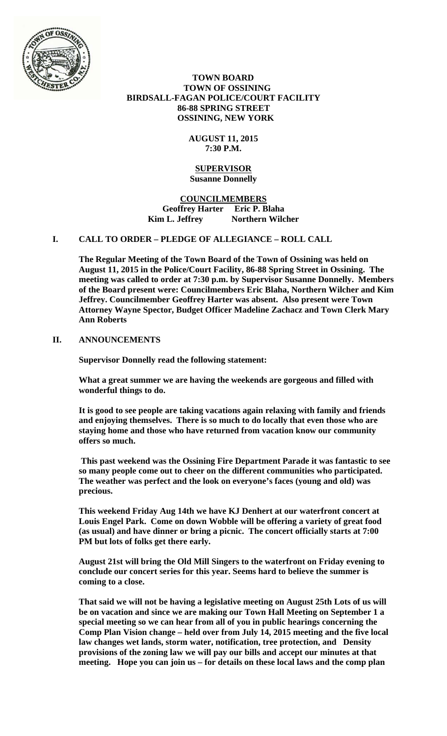**TOWN BOARD**
**TOWN OF OSSINING**
**BIRDSALL-FAGAN POLICE/COURT FACILITY**
**86-88 SPRING STREET**
**OSSINING, NEW YORK**

**AUGUST 11, 2015**
**7:30 P.M.**

**SUPERVISOR**
**Susanne Donnelly**

**COUNCILMEMBERS**
**Geoffrey Harter Eric P. Blaha**
**Kim L. Jeffrey Northern Wilcher**

## I. CALL TO ORDER – PLEDGE OF ALLEGIANCE – ROLL CALL

**The Regular Meeting of the Town Board of the Town of Ossining was held on August 11, 2015 in the Police/Court Facility, 86-88 Spring Street in Ossining. The meeting was called to order at 7:30 p.m. by Supervisor Susanne Donnelly. Members of the Board present were: Councilmembers Eric Blaha, Northern Wilcher and Kim Jeffrey. Councilmember Geoffrey Harter was absent. Also present were Town Attorney Wayne Spector, Budget Officer Madeline Zachacz and Town Clerk Mary Ann Roberts**

## II. ANNOUNCEMENTS

**Supervisor Donnelly read the following statement:**

**What a great summer we are having the weekends are gorgeous and filled with wonderful things to do.**

**It is good to see people are taking vacations again relaxing with family and friends and enjoying themselves. There is so much to do locally that even those who are staying home and those who have returned from vacation know our community offers so much.**

**This past weekend was the Ossining Fire Department Parade it was fantastic to see so many people come out to cheer on the different communities who participated. The weather was perfect and the look on everyone's faces (young and old) was precious.**

**This weekend Friday Aug 14th we have KJ Denhert at our waterfront concert at Louis Engel Park. Come on down Wobble will be offering a variety of great food (as usual) and have dinner or bring a picnic. The concert officially starts at 7:00 PM but lots of folks get there early.**

**August 21st will bring the Old Mill Singers to the waterfront on Friday evening to conclude our concert series for this year. Seems hard to believe the summer is coming to a close.**

**That said we will not be having a legislative meeting on August 25th Lots of us will be on vacation and since we are making our Town Hall Meeting on September 1 a special meeting so we can hear from all of you in public hearings concerning the Comp Plan Vision change – held over from July 14, 2015 meeting and the five local law changes wet lands, storm water, notification, tree protection, and Density provisions of the zoning law we will pay our bills and accept our minutes at that meeting. Hope you can join us – for details on these local laws and the comp plan**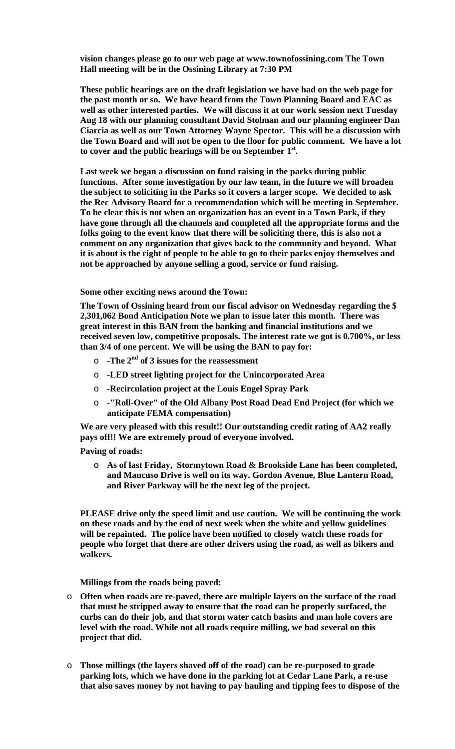**vision changes please go to our web page at www.townofossining.com The Town Hall meeting will be in the Ossining Library at 7:30 PM**

**These public hearings are on the draft legislation we have had on the web page for the past month or so. We have heard from the Town Planning Board and EAC as well as other interested parties. We will discuss it at our work session next Tuesday Aug 18 with our planning consultant David Stolman and our planning engineer Dan Ciarcia as well as our Town Attorney Wayne Spector. This will be a discussion with the Town Board and will not be open to the floor for public comment. We have a lot to cover and the public hearings will be on September 1st.**

**Last week we began a discussion on fund raising in the parks during public functions. After some investigation by our law team, in the future we will broaden the subject to soliciting in the Parks so it covers a larger scope. We decided to ask the Rec Advisory Board for a recommendation which will be meeting in September. To be clear this is not when an organization has an event in a Town Park, if they have gone through all the channels and completed all the appropriate forms and the folks going to the event know that there will be soliciting there, this is also not a comment on any organization that gives back to the community and beyond. What it is about is the right of people to be able to go to their parks enjoy themselves and not be approached by anyone selling a good, service or fund raising.**

**Some other exciting news around the Town:**

**The Town of Ossining heard from our fiscal advisor on Wednesday regarding the $ 2,301,062 Bond Anticipation Note we plan to issue later this month. There was great interest in this BAN from the banking and financial institutions and we received seven low, competitive proposals. The interest rate we got is 0.700%, or less than 3/4 of one percent. We will be using the BAN to pay for:**

- **-The 2nd of 3 issues for the reassessment**
- **-LED street lighting project for the Unincorporated Area**
- **-Recirculation project at the Louis Engel Spray Park**
- **-"Roll-Over" of the Old Albany Post Road Dead End Project (for which we anticipate FEMA compensation)**

**We are very pleased with this result!! Our outstanding credit rating of AA2 really pays off!! We are extremely proud of everyone involved.**

**Paving of roads:**

- **As of last Friday, Stormytown Road & Brookside Lane has been completed, and Mancuso Drive is well on its way. Gordon Avenue, Blue Lantern Road, and River Parkway will be the next leg of the project.**

**PLEASE drive only the speed limit and use caution. We will be continuing the work on these roads and by the end of next week when the white and yellow guidelines will be repainted. The police have been notified to closely watch these roads for people who forget that there are other drivers using the road, as well as bikers and walkers.**

**Millings from the roads being paved:**

- **Often when roads are re-paved, there are multiple layers on the surface of the road that must be stripped away to ensure that the road can be properly surfaced, the curbs can do their job, and that storm water catch basins and man hole covers are level with the road. While not all roads require milling, we had several on this project that did.**
- **Those millings (the layers shaved off of the road) can be re-purposed to grade parking lots, which we have done in the parking lot at Cedar Lane Park, a re-use that also saves money by not having to pay hauling and tipping fees to dispose of the**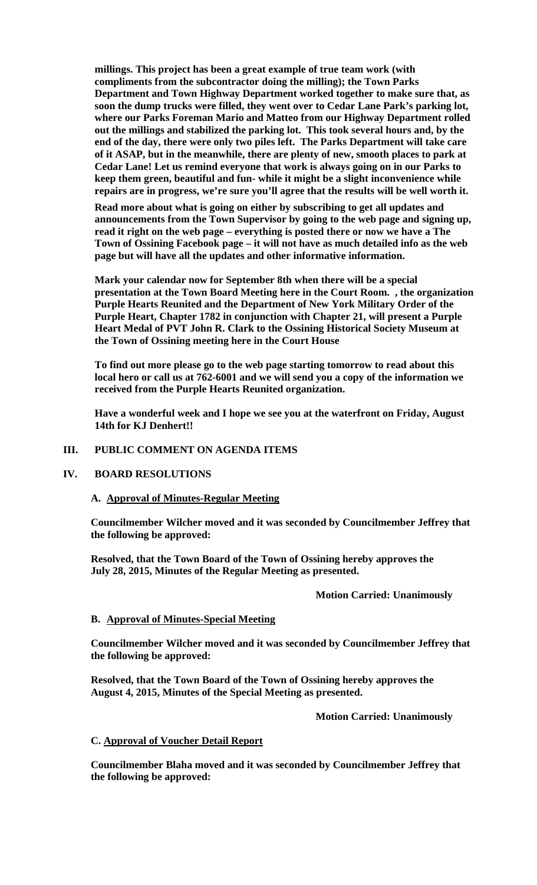**millings. This project has been a great example of true team work (with compliments from the subcontractor doing the milling); the Town Parks Department and Town Highway Department worked together to make sure that, as soon the dump trucks were filled, they went over to Cedar Lane Park's parking lot, where our Parks Foreman Mario and Matteo from our Highway Department rolled out the millings and stabilized the parking lot. This took several hours and, by the end of the day, there were only two piles left. The Parks Department will take care of it ASAP, but in the meanwhile, there are plenty of new, smooth places to park at Cedar Lane! Let us remind everyone that work is always going on in our Parks to keep them green, beautiful and fun- while it might be a slight inconvenience while repairs are in progress, we're sure you'll agree that the results will be well worth it.**

**Read more about what is going on either by subscribing to get all updates and announcements from the Town Supervisor by going to the web page and signing up, read it right on the web page – everything is posted there or now we have a The Town of Ossining Facebook page – it will not have as much detailed info as the web page but will have all the updates and other informative information.**

**Mark your calendar now for September 8th when there will be a special presentation at the Town Board Meeting here in the Court Room. , the organization Purple Hearts Reunited and the Department of New York Military Order of the Purple Heart, Chapter 1782 in conjunction with Chapter 21, will present a Purple Heart Medal of PVT John R. Clark to the Ossining Historical Society Museum at the Town of Ossining meeting here in the Court House**

**To find out more please go to the web page starting tomorrow to read about this local hero or call us at 762-6001 and we will send you a copy of the information we received from the Purple Hearts Reunited organization.**

**Have a wonderful week and I hope we see you at the waterfront on Friday, August 14th for KJ Denhert!!**

## III. PUBLIC COMMENT ON AGENDA ITEMS

## IV. BOARD RESOLUTIONS

### A. Approval of Minutes-Regular Meeting

**Councilmember Wilcher moved and it was seconded by Councilmember Jeffrey that the following be approved:**

**Resolved, that the Town Board of the Town of Ossining hereby approves the July 28, 2015, Minutes of the Regular Meeting as presented.**

**Motion Carried: Unanimously**

### B. Approval of Minutes-Special Meeting

**Councilmember Wilcher moved and it was seconded by Councilmember Jeffrey that the following be approved:**

**Resolved, that the Town Board of the Town of Ossining hereby approves the August 4, 2015, Minutes of the Special Meeting as presented.**

**Motion Carried: Unanimously**

### C. Approval of Voucher Detail Report

**Councilmember Blaha moved and it was seconded by Councilmember Jeffrey that the following be approved:**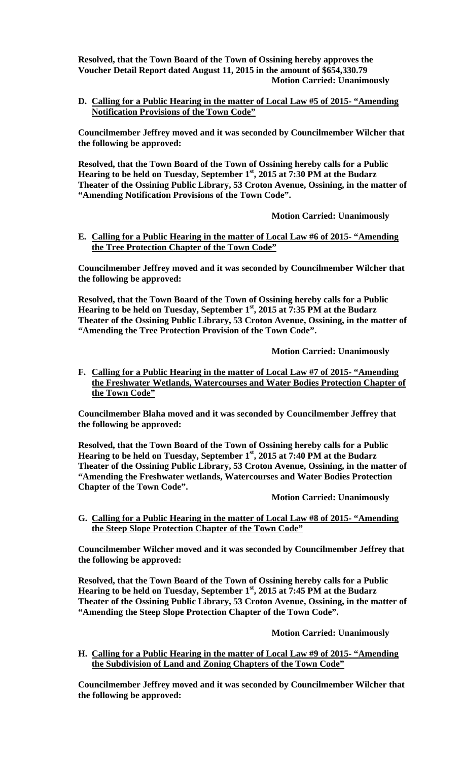**Resolved, that the Town Board of the Town of Ossining hereby approves the Voucher Detail Report dated August 11, 2015 in the amount of $654,330.79**

**Motion Carried: Unanimously**

**D. <u>Calling for a Public Hearing in the matter of Local Law #5 of 2015- "Amending Notification Provisions of the Town Code"</u>**

**Councilmember Jeffrey moved and it was seconded by Councilmember Wilcher that the following be approved:**

**Resolved, that the Town Board of the Town of Ossining hereby calls for a Public Hearing to be held on Tuesday, September 1st, 2015 at 7:30 PM at the Budarz Theater of the Ossining Public Library, 53 Croton Avenue, Ossining, in the matter of "Amending Notification Provisions of the Town Code".**

**Motion Carried: Unanimously**

**E. <u>Calling for a Public Hearing in the matter of Local Law #6 of 2015- "Amending the Tree Protection Chapter of the Town Code"</u>**

**Councilmember Jeffrey moved and it was seconded by Councilmember Wilcher that the following be approved:**

**Resolved, that the Town Board of the Town of Ossining hereby calls for a Public Hearing to be held on Tuesday, September 1st, 2015 at 7:35 PM at the Budarz Theater of the Ossining Public Library, 53 Croton Avenue, Ossining, in the matter of "Amending the Tree Protection Provision of the Town Code".**

**Motion Carried: Unanimously**

**F. <u>Calling for a Public Hearing in the matter of Local Law #7 of 2015- "Amending the Freshwater Wetlands, Watercourses and Water Bodies Protection Chapter of the Town Code"</u>**

**Councilmember Blaha moved and it was seconded by Councilmember Jeffrey that the following be approved:**

**Resolved, that the Town Board of the Town of Ossining hereby calls for a Public Hearing to be held on Tuesday, September 1st, 2015 at 7:40 PM at the Budarz Theater of the Ossining Public Library, 53 Croton Avenue, Ossining, in the matter of "Amending the Freshwater wetlands, Watercourses and Water Bodies Protection Chapter of the Town Code".**

**Motion Carried: Unanimously**

**G. <u>Calling for a Public Hearing in the matter of Local Law #8 of 2015- "Amending the Steep Slope Protection Chapter of the Town Code"</u>**

**Councilmember Wilcher moved and it was seconded by Councilmember Jeffrey that the following be approved:**

**Resolved, that the Town Board of the Town of Ossining hereby calls for a Public Hearing to be held on Tuesday, September 1st, 2015 at 7:45 PM at the Budarz Theater of the Ossining Public Library, 53 Croton Avenue, Ossining, in the matter of "Amending the Steep Slope Protection Chapter of the Town Code".**

**Motion Carried: Unanimously**

**H. <u>Calling for a Public Hearing in the matter of Local Law #9 of 2015- "Amending the Subdivision of Land and Zoning Chapters of the Town Code"</u>**

**Councilmember Jeffrey moved and it was seconded by Councilmember Wilcher that the following be approved:**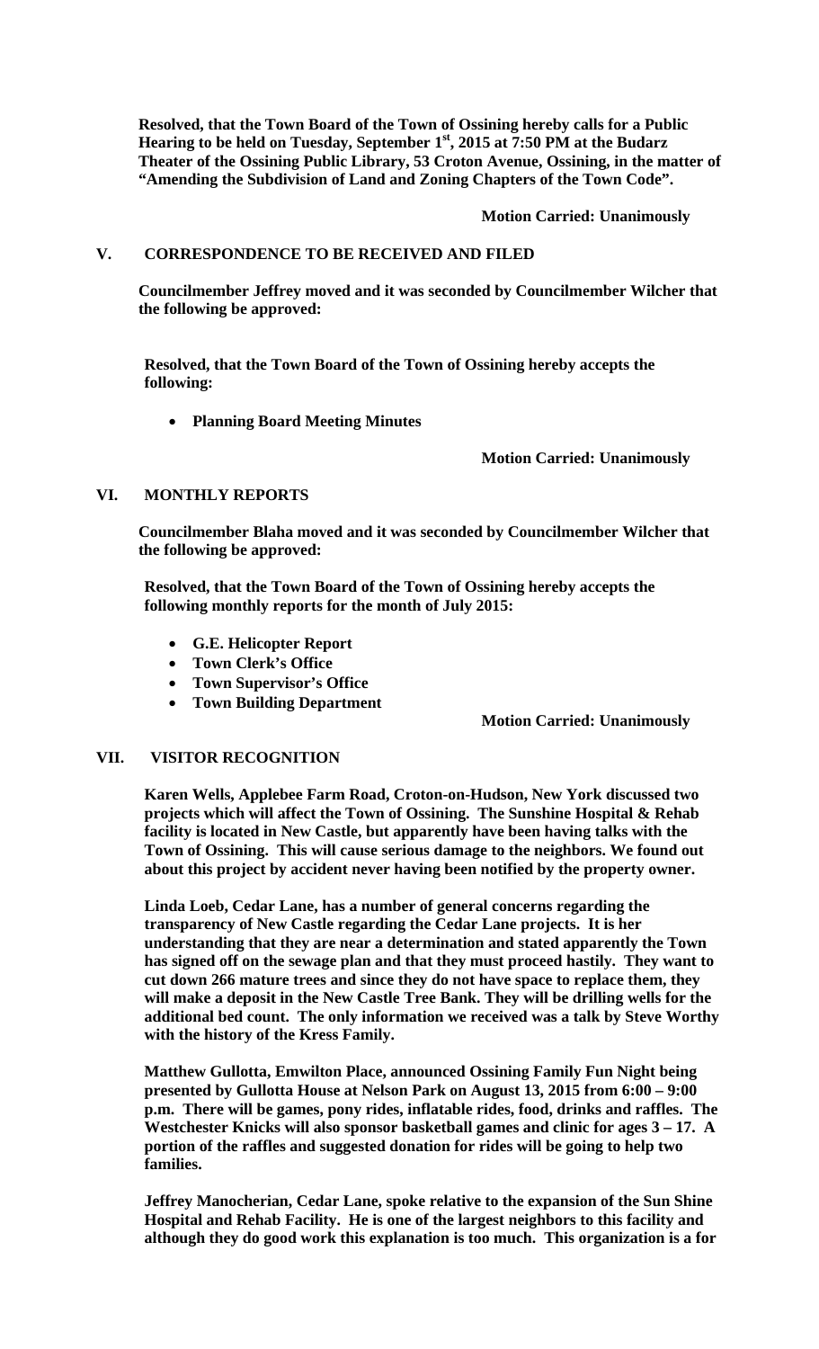**Resolved, that the Town Board of the Town of Ossining hereby calls for a Public Hearing to be held on Tuesday, September 1st, 2015 at 7:50 PM at the Budarz Theater of the Ossining Public Library, 53 Croton Avenue, Ossining, in the matter of "Amending the Subdivision of Land and Zoning Chapters of the Town Code".**

**Motion Carried: Unanimously**

## V. CORRESPONDENCE TO BE RECEIVED AND FILED

**Councilmember Jeffrey moved and it was seconded by Councilmember Wilcher that the following be approved:**

**Resolved, that the Town Board of the Town of Ossining hereby accepts the following:**

- **Planning Board Meeting Minutes**

**Motion Carried: Unanimously**

## VI. MONTHLY REPORTS

**Councilmember Blaha moved and it was seconded by Councilmember Wilcher that the following be approved:**

**Resolved, that the Town Board of the Town of Ossining hereby accepts the following monthly reports for the month of July 2015:**

- **G.E. Helicopter Report**
- **Town Clerk's Office**
- **Town Supervisor's Office**
- **Town Building Department**

**Motion Carried: Unanimously**

## VII. VISITOR RECOGNITION

**Karen Wells, Applebee Farm Road, Croton-on-Hudson, New York discussed two projects which will affect the Town of Ossining. The Sunshine Hospital & Rehab facility is located in New Castle, but apparently have been having talks with the Town of Ossining. This will cause serious damage to the neighbors. We found out about this project by accident never having been notified by the property owner.**

**Linda Loeb, Cedar Lane, has a number of general concerns regarding the transparency of New Castle regarding the Cedar Lane projects. It is her understanding that they are near a determination and stated apparently the Town has signed off on the sewage plan and that they must proceed hastily. They want to cut down 266 mature trees and since they do not have space to replace them, they will make a deposit in the New Castle Tree Bank. They will be drilling wells for the additional bed count. The only information we received was a talk by Steve Worthy with the history of the Kress Family.**

**Matthew Gullotta, Emwilton Place, announced Ossining Family Fun Night being presented by Gullotta House at Nelson Park on August 13, 2015 from 6:00 – 9:00 p.m. There will be games, pony rides, inflatable rides, food, drinks and raffles. The Westchester Knicks will also sponsor basketball games and clinic for ages 3 – 17. A portion of the raffles and suggested donation for rides will be going to help two families.**

**Jeffrey Manocherian, Cedar Lane, spoke relative to the expansion of the Sun Shine Hospital and Rehab Facility. He is one of the largest neighbors to this facility and although they do good work this explanation is too much. This organization is a for**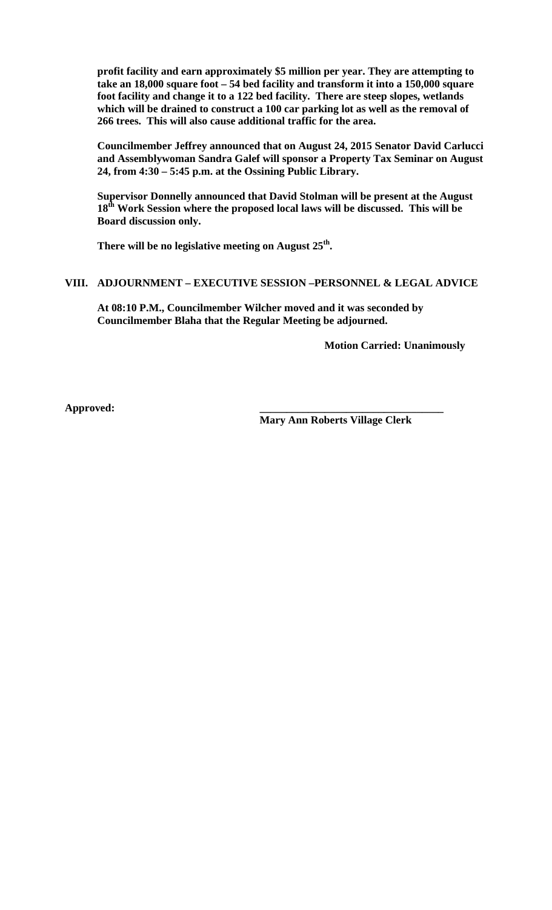**profit facility and earn approximately $5 million per year. They are attempting to take an 18,000 square foot – 54 bed facility and transform it into a 150,000 square foot facility and change it to a 122 bed facility. There are steep slopes, wetlands which will be drained to construct a 100 car parking lot as well as the removal of 266 trees. This will also cause additional traffic for the area.**

**Councilmember Jeffrey announced that on August 24, 2015 Senator David Carlucci and Assemblywoman Sandra Galef will sponsor a Property Tax Seminar on August 24, from 4:30 – 5:45 p.m. at the Ossining Public Library.**

**Supervisor Donnelly announced that David Stolman will be present at the August 18th Work Session where the proposed local laws will be discussed. This will be Board discussion only.**

**There will be no legislative meeting on August 25th.**

## VIII. ADJOURNMENT – EXECUTIVE SESSION –PERSONNEL & LEGAL ADVICE

**At 08:10 P.M., Councilmember Wilcher moved and it was seconded by Councilmember Blaha that the Regular Meeting be adjourned.**

**Motion Carried: Unanimously**

**Approved:** \_\_\_\_\_\_\_\_\_\_\_\_\_\_\_\_\_\_\_\_\_\_\_\_\_\_\_\_\_\_\_\_\_\_

**Mary Ann Roberts Village Clerk**